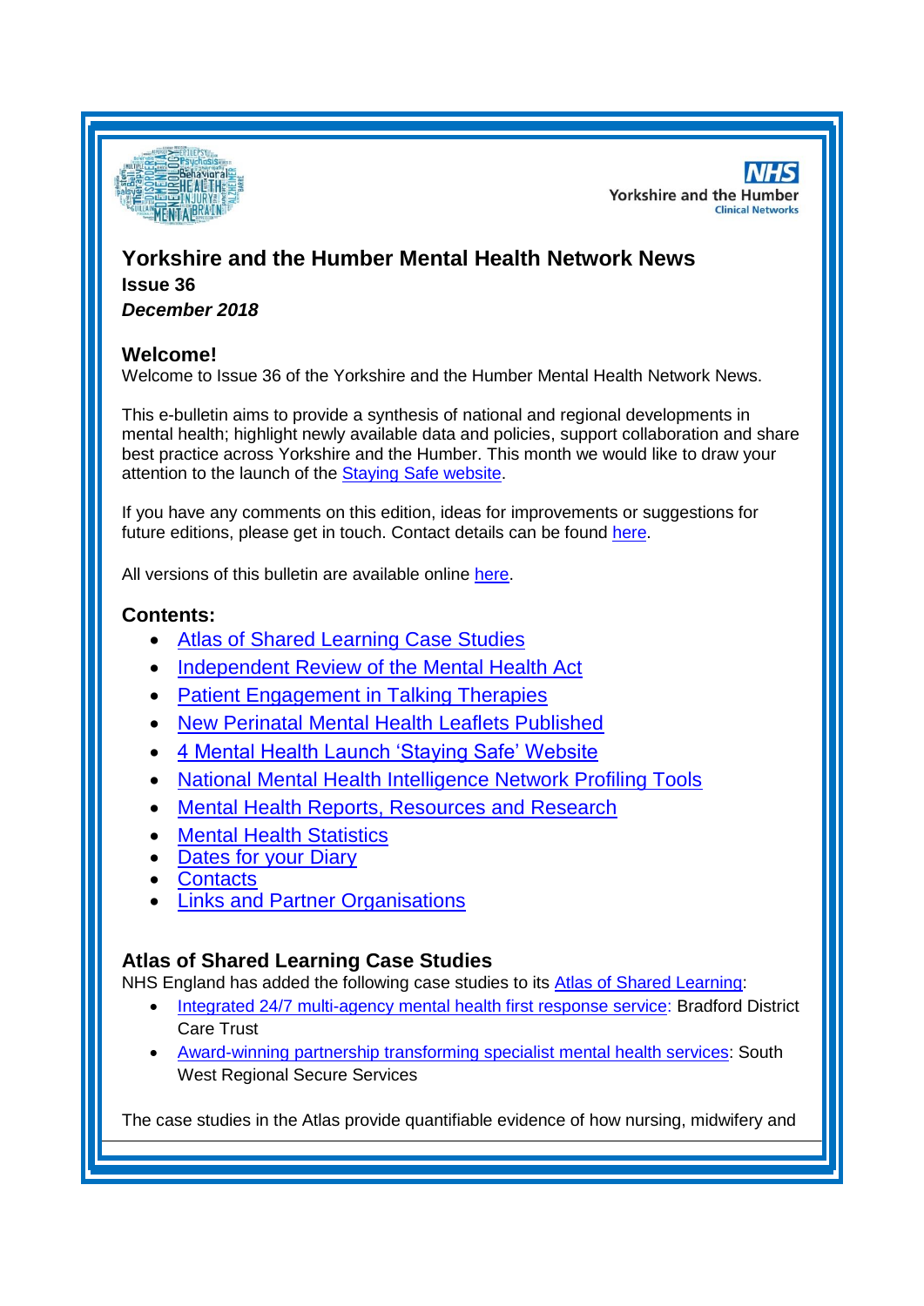# Yorkshire and the Humber Mental Health Network News

**Issue 36**

***December 2018***

## Welcome!

Welcome to Issue 36 of the Yorkshire and the Humber Mental Health Network News.

This e-bulletin aims to provide a synthesis of national and regional developments in mental health; highlight newly available data and policies, support collaboration and share best practice across Yorkshire and the Humber. This month we would like to draw your attention to the launch of the Staying Safe website.

If you have any comments on this edition, ideas for improvements or suggestions for future editions, please get in touch. Contact details can be found here.

All versions of this bulletin are available online here.

## Contents:

- Atlas of Shared Learning Case Studies
- Independent Review of the Mental Health Act
- Patient Engagement in Talking Therapies
- New Perinatal Mental Health Leaflets Published
- 4 Mental Health Launch 'Staying Safe' Website
- National Mental Health Intelligence Network Profiling Tools
- Mental Health Reports, Resources and Research
- Mental Health Statistics
- Dates for your Diary
- Contacts
- Links and Partner Organisations

## Atlas of Shared Learning Case Studies

NHS England has added the following case studies to its Atlas of Shared Learning:

- Integrated 24/7 multi-agency mental health first response service: Bradford District Care Trust
- Award-winning partnership transforming specialist mental health services: South West Regional Secure Services

The case studies in the Atlas provide quantifiable evidence of how nursing, midwifery and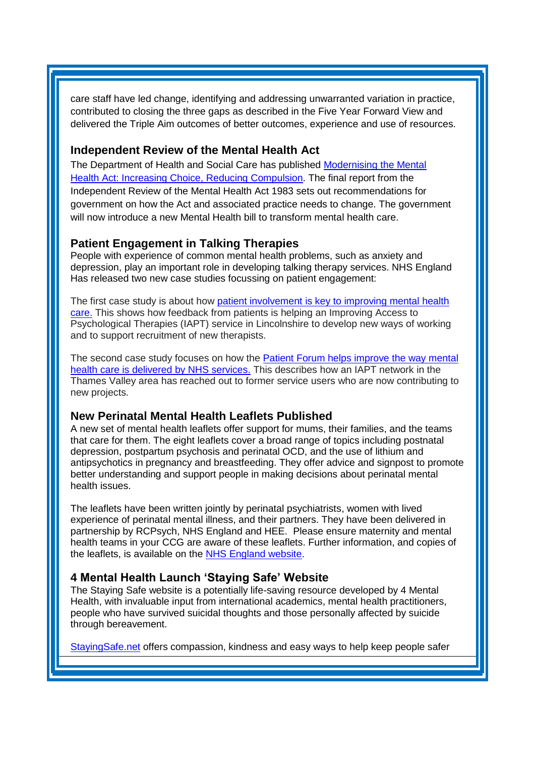care staff have led change, identifying and addressing unwarranted variation in practice, contributed to closing the three gaps as described in the Five Year Forward View and delivered the Triple Aim outcomes of better outcomes, experience and use of resources.

### Independent Review of the Mental Health Act

The Department of Health and Social Care has published [Modernising the Mental Health Act: Increasing Choice, Reducing Compulsion](). The final report from the Independent Review of the Mental Health Act 1983 sets out recommendations for government on how the Act and associated practice needs to change. The government will now introduce a new Mental Health bill to transform mental health care.

### Patient Engagement in Talking Therapies

People with experience of common mental health problems, such as anxiety and depression, play an important role in developing talking therapy services. NHS England Has released two new case studies focussing on patient engagement:

The first case study is about how [patient involvement is key to improving mental health care.]() This shows how feedback from patients is helping an Improving Access to Psychological Therapies (IAPT) service in Lincolnshire to develop new ways of working and to support recruitment of new therapists.

The second case study focuses on how the [Patient Forum helps improve the way mental health care is delivered by NHS services.]() This describes how an IAPT network in the Thames Valley area has reached out to former service users who are now contributing to new projects.

### New Perinatal Mental Health Leaflets Published

A new set of mental health leaflets offer support for mums, their families, and the teams that care for them. The eight leaflets cover a broad range of topics including postnatal depression, postpartum psychosis and perinatal OCD, and the use of lithium and antipsychotics in pregnancy and breastfeeding. They offer advice and signpost to promote better understanding and support people in making decisions about perinatal mental health issues.

The leaflets have been written jointly by perinatal psychiatrists, women with lived experience of perinatal mental illness, and their partners. They have been delivered in partnership by RCPsych, NHS England and HEE. Please ensure maternity and mental health teams in your CCG are aware of these leaflets. Further information, and copies of the leaflets, is available on the [NHS England website]().

### 4 Mental Health Launch 'Staying Safe' Website

The Staying Safe website is a potentially life-saving resource developed by 4 Mental Health, with invaluable input from international academics, mental health practitioners, people who have survived suicidal thoughts and those personally affected by suicide through bereavement.

[StayingSafe.net]() offers compassion, kindness and easy ways to help keep people safer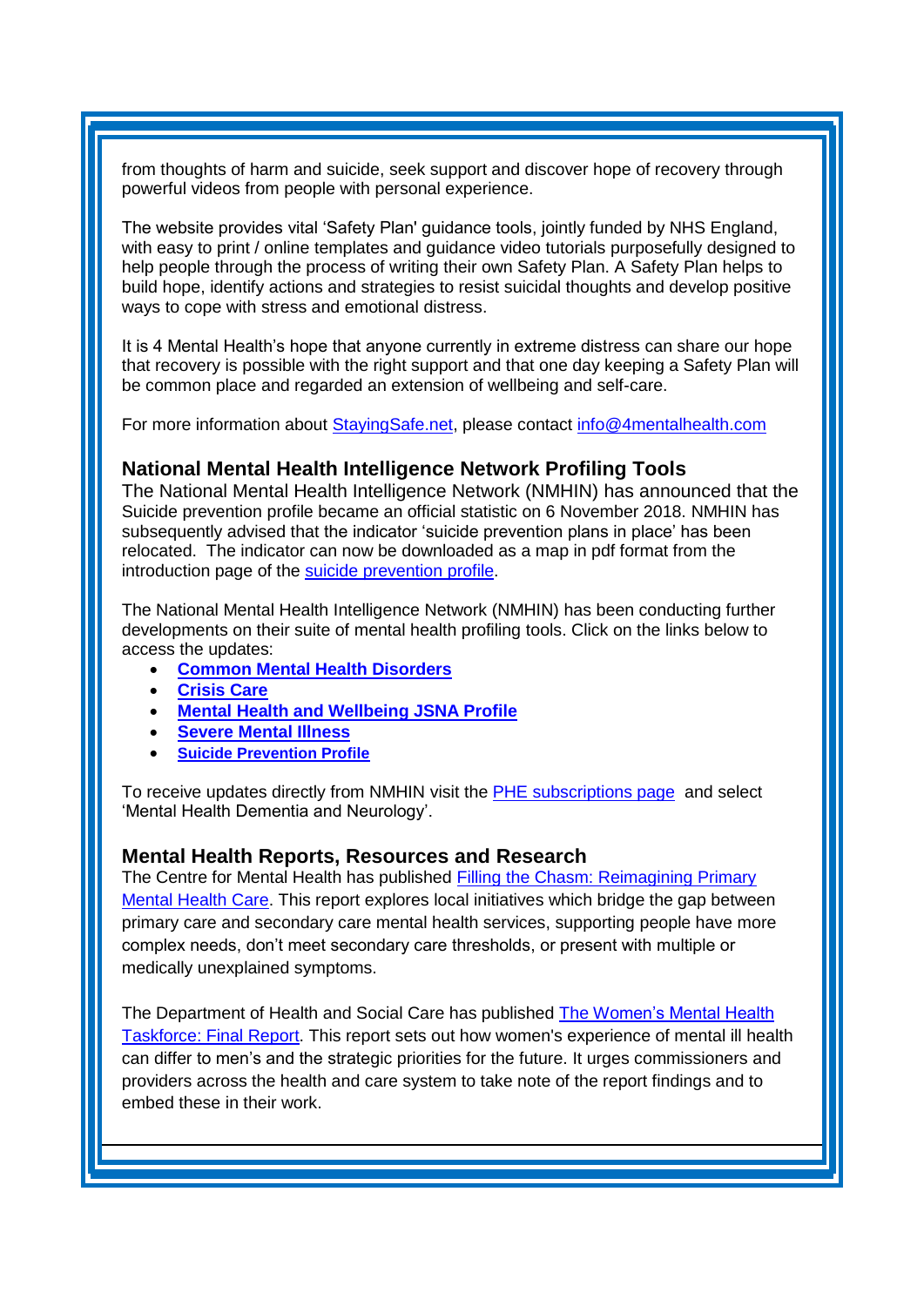from thoughts of harm and suicide, seek support and discover hope of recovery through powerful videos from people with personal experience.

The website provides vital 'Safety Plan' guidance tools, jointly funded by NHS England, with easy to print / online templates and guidance video tutorials purposefully designed to help people through the process of writing their own Safety Plan. A Safety Plan helps to build hope, identify actions and strategies to resist suicidal thoughts and develop positive ways to cope with stress and emotional distress.

It is 4 Mental Health's hope that anyone currently in extreme distress can share our hope that recovery is possible with the right support and that one day keeping a Safety Plan will be common place and regarded an extension of wellbeing and self-care.

For more information about StayingSafe.net, please contact info@4mentalhealth.com

### National Mental Health Intelligence Network Profiling Tools

The National Mental Health Intelligence Network (NMHIN) has announced that the Suicide prevention profile became an official statistic on 6 November 2018. NMHIN has subsequently advised that the indicator 'suicide prevention plans in place' has been relocated. The indicator can now be downloaded as a map in pdf format from the introduction page of the suicide prevention profile.

The National Mental Health Intelligence Network (NMHIN) has been conducting further developments on their suite of mental health profiling tools. Click on the links below to access the updates:

- **Common Mental Health Disorders**
- **Crisis Care**
- **Mental Health and Wellbeing JSNA Profile**
- **Severe Mental Illness**
- **Suicide Prevention Profile**

To receive updates directly from NMHIN visit the PHE subscriptions page and select 'Mental Health Dementia and Neurology'.

### Mental Health Reports, Resources and Research

The Centre for Mental Health has published Filling the Chasm: Reimagining Primary Mental Health Care. This report explores local initiatives which bridge the gap between primary care and secondary care mental health services, supporting people have more complex needs, don't meet secondary care thresholds, or present with multiple or medically unexplained symptoms.

The Department of Health and Social Care has published The Women's Mental Health Taskforce: Final Report. This report sets out how women's experience of mental ill health can differ to men's and the strategic priorities for the future. It urges commissioners and providers across the health and care system to take note of the report findings and to embed these in their work.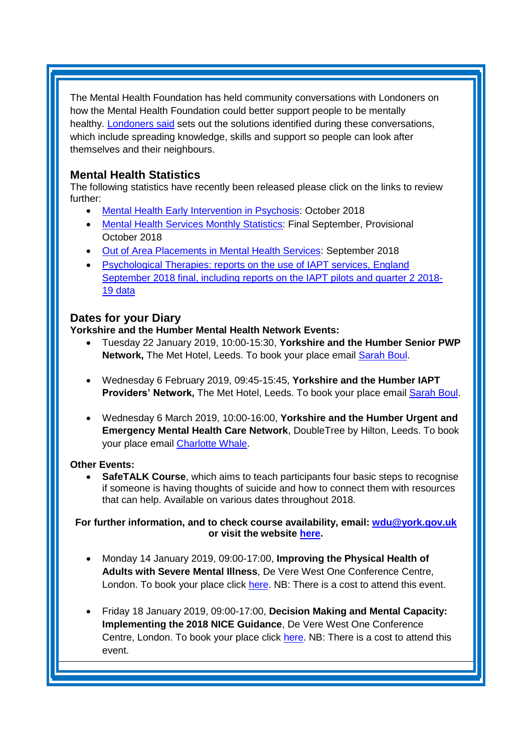The Mental Health Foundation has held community conversations with Londoners on how the Mental Health Foundation could better support people to be mentally healthy. Londoners said sets out the solutions identified during these conversations, which include spreading knowledge, skills and support so people can look after themselves and their neighbours.

## Mental Health Statistics

The following statistics have recently been released please click on the links to review further:

- Mental Health Early Intervention in Psychosis: October 2018
- Mental Health Services Monthly Statistics: Final September, Provisional October 2018
- Out of Area Placements in Mental Health Services: September 2018
- Psychological Therapies: reports on the use of IAPT services, England September 2018 final, including reports on the IAPT pilots and quarter 2 2018-19 data

## Dates for your Diary

**Yorkshire and the Humber Mental Health Network Events:**

- Tuesday 22 January 2019, 10:00-15:30, **Yorkshire and the Humber Senior PWP Network,** The Met Hotel, Leeds. To book your place email Sarah Boul.

- Wednesday 6 February 2019, 09:45-15:45, **Yorkshire and the Humber IAPT Providers' Network,** The Met Hotel, Leeds. To book your place email Sarah Boul.

- Wednesday 6 March 2019, 10:00-16:00, **Yorkshire and the Humber Urgent and Emergency Mental Health Care Network**, DoubleTree by Hilton, Leeds. To book your place email Charlotte Whale.

**Other Events:**

- **SafeTALK Course**, which aims to teach participants four basic steps to recognise if someone is having thoughts of suicide and how to connect them with resources that can help. Available on various dates throughout 2018.

**For further information, and to check course availability, email: wdu@york.gov.uk or visit the website here.**

- Monday 14 January 2019, 09:00-17:00, **Improving the Physical Health of Adults with Severe Mental Illness**, De Vere West One Conference Centre, London. To book your place click here. NB: There is a cost to attend this event.

- Friday 18 January 2019, 09:00-17:00, **Decision Making and Mental Capacity: Implementing the 2018 NICE Guidance**, De Vere West One Conference Centre, London. To book your place click here. NB: There is a cost to attend this event.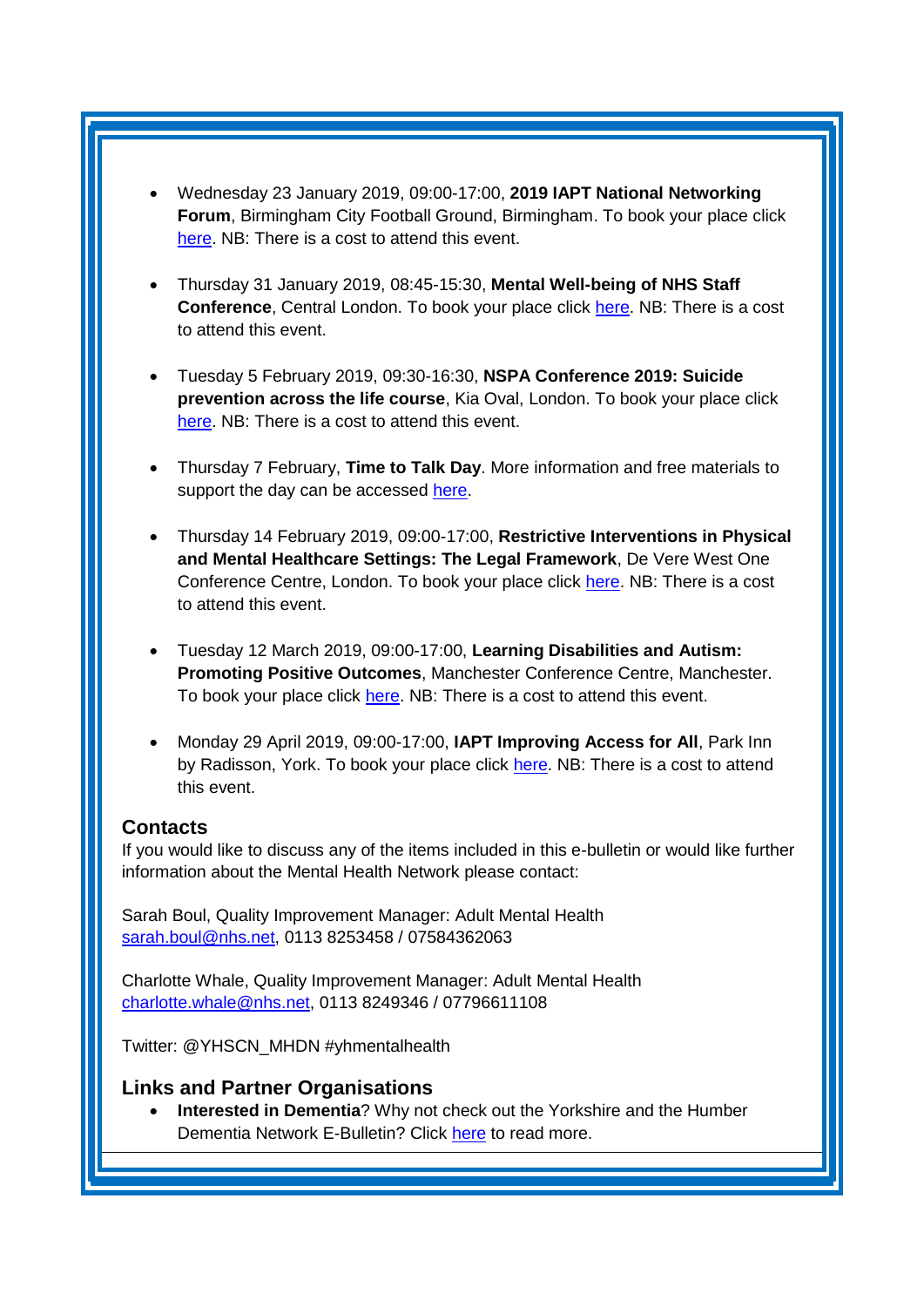- Wednesday 23 January 2019, 09:00-17:00, **2019 IAPT National Networking Forum**, Birmingham City Football Ground, Birmingham. To book your place click here. NB: There is a cost to attend this event.

- Thursday 31 January 2019, 08:45-15:30, **Mental Well-being of NHS Staff Conference**, Central London. To book your place click here. NB: There is a cost to attend this event.

- Tuesday 5 February 2019, 09:30-16:30, **NSPA Conference 2019: Suicide prevention across the life course**, Kia Oval, London. To book your place click here. NB: There is a cost to attend this event.

- Thursday 7 February, **Time to Talk Day**. More information and free materials to support the day can be accessed here.

- Thursday 14 February 2019, 09:00-17:00, **Restrictive Interventions in Physical and Mental Healthcare Settings: The Legal Framework**, De Vere West One Conference Centre, London. To book your place click here. NB: There is a cost to attend this event.

- Tuesday 12 March 2019, 09:00-17:00, **Learning Disabilities and Autism: Promoting Positive Outcomes**, Manchester Conference Centre, Manchester. To book your place click here. NB: There is a cost to attend this event.

- Monday 29 April 2019, 09:00-17:00, **IAPT Improving Access for All**, Park Inn by Radisson, York. To book your place click here. NB: There is a cost to attend this event.

## Contacts

If you would like to discuss any of the items included in this e-bulletin or would like further information about the Mental Health Network please contact:

Sarah Boul, Quality Improvement Manager: Adult Mental Health
sarah.boul@nhs.net, 0113 8253458 / 07584362063

Charlotte Whale, Quality Improvement Manager: Adult Mental Health
charlotte.whale@nhs.net, 0113 8249346 / 07796611108

Twitter: @YHSCN_MHDN #yhmentalhealth

## Links and Partner Organisations

- **Interested in Dementia**? Why not check out the Yorkshire and the Humber Dementia Network E-Bulletin? Click here to read more.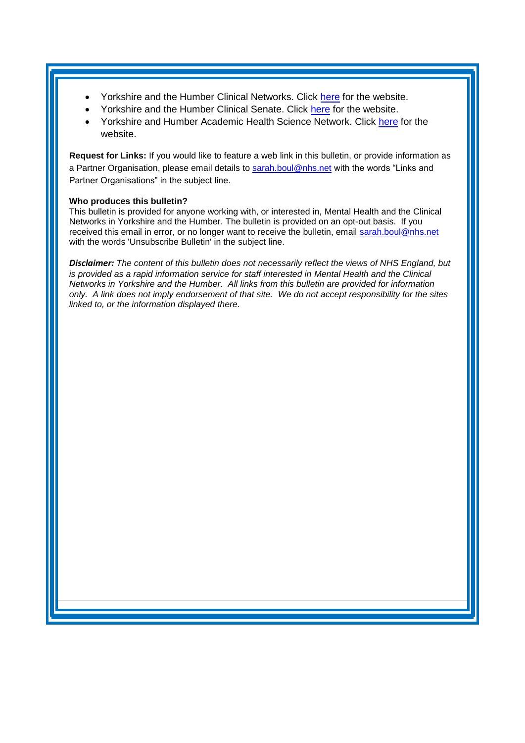- Yorkshire and the Humber Clinical Networks. Click here for the website.
- Yorkshire and the Humber Clinical Senate. Click here for the website.
- Yorkshire and Humber Academic Health Science Network. Click here for the website.

**Request for Links:** If you would like to feature a web link in this bulletin, or provide information as a Partner Organisation, please email details to sarah.boul@nhs.net with the words "Links and Partner Organisations" in the subject line.

**Who produces this bulletin?**
This bulletin is provided for anyone working with, or interested in, Mental Health and the Clinical Networks in Yorkshire and the Humber. The bulletin is provided on an opt-out basis. If you received this email in error, or no longer want to receive the bulletin, email sarah.boul@nhs.net with the words 'Unsubscribe Bulletin' in the subject line.

***Disclaimer:*** *The content of this bulletin does not necessarily reflect the views of NHS England, but is provided as a rapid information service for staff interested in Mental Health and the Clinical Networks in Yorkshire and the Humber. All links from this bulletin are provided for information only. A link does not imply endorsement of that site. We do not accept responsibility for the sites linked to, or the information displayed there.*